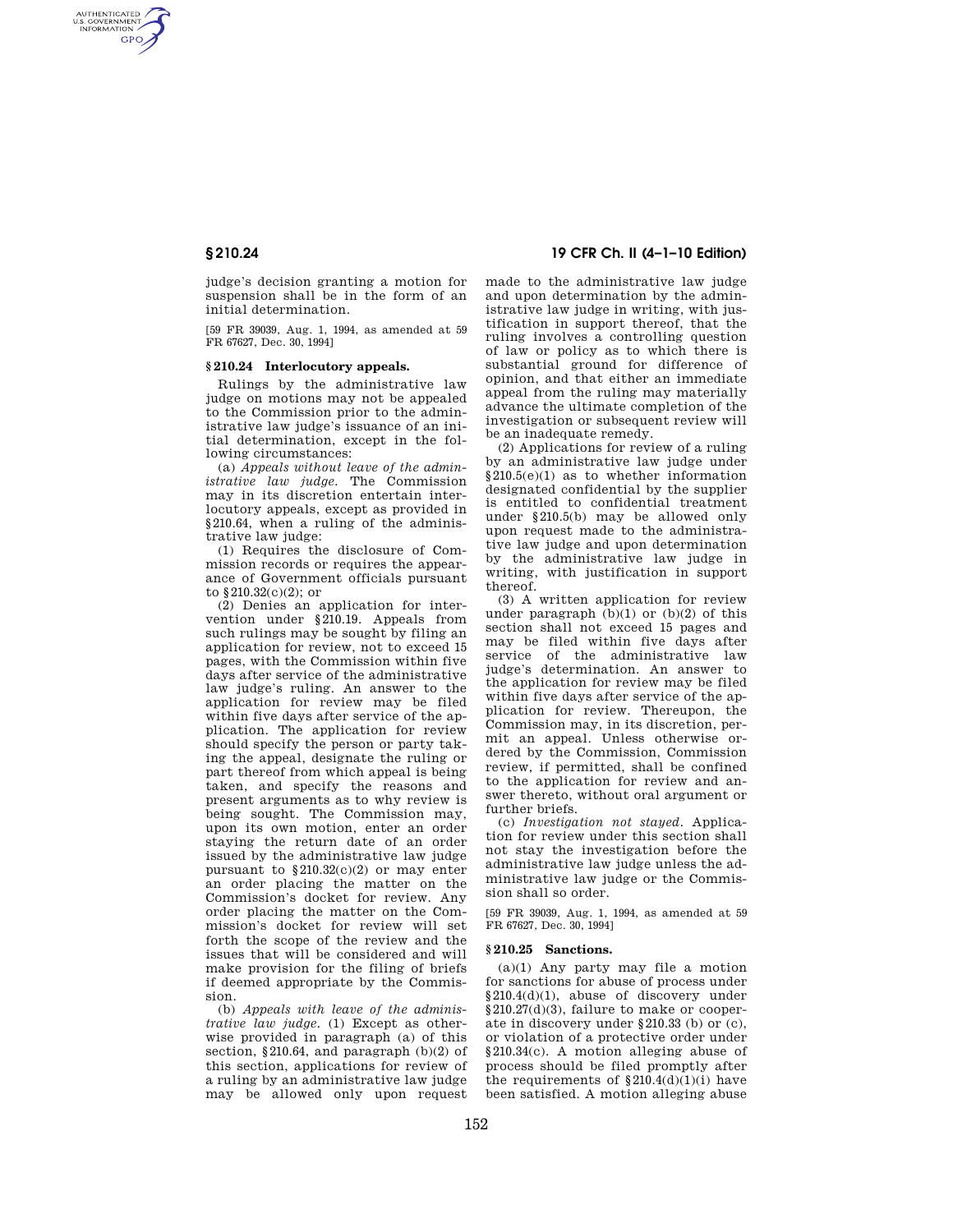judge's decision granting a motion for suspension shall be in the form of an initial determination.

[59 FR 39039, Aug. 1, 1994, as amended at 59 FR 67627, Dec. 30, 1994]

## § 210.24 Interlocutory appeals.

Rulings by the administrative law judge on motions may not be appealed to the Commission prior to the administrative law judge's issuance of an initial determination, except in the following circumstances:

(a) *Appeals without leave of the administrative law judge.* The Commission may in its discretion entertain interlocutory appeals, except as provided in §210.64, when a ruling of the administrative law judge:

(1) Requires the disclosure of Commission records or requires the appearance of Government officials pursuant to §210.32(c)(2); or

(2) Denies an application for intervention under §210.19. Appeals from such rulings may be sought by filing an application for review, not to exceed 15 pages, with the Commission within five days after service of the administrative law judge's ruling. An answer to the application for review may be filed within five days after service of the application. The application for review should specify the person or party taking the appeal, designate the ruling or part thereof from which appeal is being taken, and specify the reasons and present arguments as to why review is being sought. The Commission may, upon its own motion, enter an order staying the return date of an order issued by the administrative law judge pursuant to §210.32(c)(2) or may enter an order placing the matter on the Commission's docket for review. Any order placing the matter on the Commission's docket for review will set forth the scope of the review and the issues that will be considered and will make provision for the filing of briefs if deemed appropriate by the Commission.

(b) *Appeals with leave of the administrative law judge.* (1) Except as otherwise provided in paragraph (a) of this section, §210.64, and paragraph (b)(2) of this section, applications for review of a ruling by an administrative law judge may be allowed only upon request made to the administrative law judge and upon determination by the administrative law judge in writing, with justification in support thereof, that the ruling involves a controlling question of law or policy as to which there is substantial ground for difference of opinion, and that either an immediate appeal from the ruling may materially advance the ultimate completion of the investigation or subsequent review will be an inadequate remedy.

(2) Applications for review of a ruling by an administrative law judge under §210.5(e)(1) as to whether information designated confidential by the supplier is entitled to confidential treatment under §210.5(b) may be allowed only upon request made to the administrative law judge and upon determination by the administrative law judge in writing, with justification in support thereof.

(3) A written application for review under paragraph (b)(1) or (b)(2) of this section shall not exceed 15 pages and may be filed within five days after service of the administrative law judge's determination. An answer to the application for review may be filed within five days after service of the application for review. Thereupon, the Commission may, in its discretion, permit an appeal. Unless otherwise ordered by the Commission, Commission review, if permitted, shall be confined to the application for review and answer thereto, without oral argument or further briefs.

(c) *Investigation not stayed.* Application for review under this section shall not stay the investigation before the administrative law judge unless the administrative law judge or the Commission shall so order.

[59 FR 39039, Aug. 1, 1994, as amended at 59 FR 67627, Dec. 30, 1994]

## § 210.25 Sanctions.

(a)(1) Any party may file a motion for sanctions for abuse of process under §210.4(d)(1), abuse of discovery under §210.27(d)(3), failure to make or cooperate in discovery under §210.33 (b) or (c), or violation of a protective order under §210.34(c). A motion alleging abuse of process should be filed promptly after the requirements of §210.4(d)(1)(i) have been satisfied. A motion alleging abuse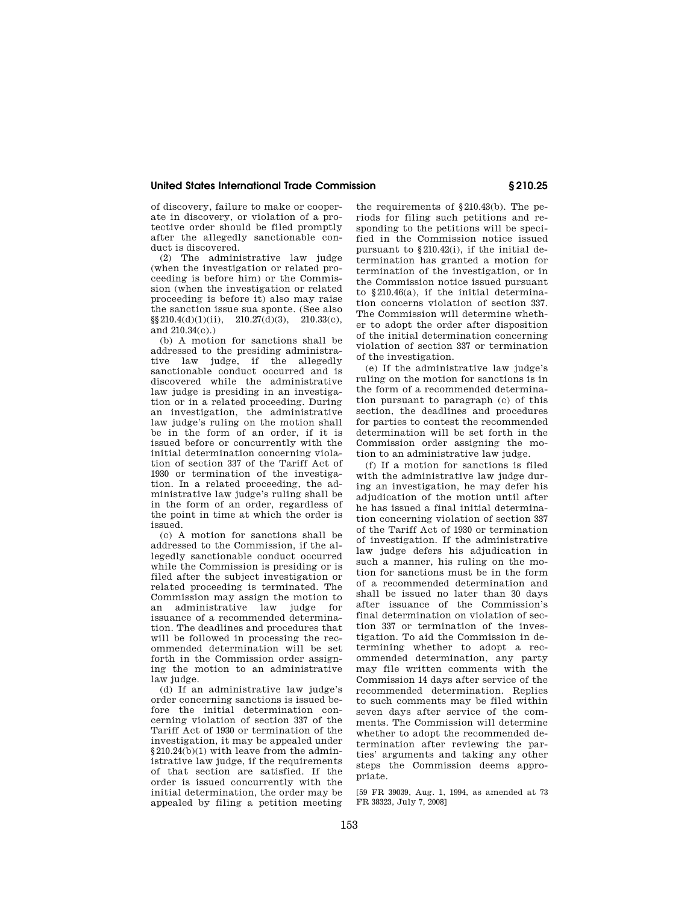of discovery, failure to make or cooperate in discovery, or violation of a protective order should be filed promptly after the allegedly sanctionable conduct is discovered.

(2) The administrative law judge (when the investigation or related proceeding is before him) or the Commission (when the investigation or related proceeding is before it) also may raise the sanction issue sua sponte. (See also §§210.4(d)(1)(ii), 210.27(d)(3), 210.33(c), and 210.34(c).)

(b) A motion for sanctions shall be addressed to the presiding administrative law judge, if the allegedly sanctionable conduct occurred and is discovered while the administrative law judge is presiding in an investigation or in a related proceeding. During an investigation, the administrative law judge's ruling on the motion shall be in the form of an order, if it is issued before or concurrently with the initial determination concerning violation of section 337 of the Tariff Act of 1930 or termination of the investigation. In a related proceeding, the administrative law judge's ruling shall be in the form of an order, regardless of the point in time at which the order is issued.

(c) A motion for sanctions shall be addressed to the Commission, if the allegedly sanctionable conduct occurred while the Commission is presiding or is filed after the subject investigation or related proceeding is terminated. The Commission may assign the motion to an administrative law judge for issuance of a recommended determination. The deadlines and procedures that will be followed in processing the recommended determination will be set forth in the Commission order assigning the motion to an administrative law judge.

(d) If an administrative law judge's order concerning sanctions is issued before the initial determination concerning violation of section 337 of the Tariff Act of 1930 or termination of the investigation, it may be appealed under §210.24(b)(1) with leave from the administrative law judge, if the requirements of that section are satisfied. If the order is issued concurrently with the initial determination, the order may be appealed by filing a petition meeting the requirements of §210.43(b). The periods for filing such petitions and responding to the petitions will be specified in the Commission notice issued pursuant to §210.42(i), if the initial determination has granted a motion for termination of the investigation, or in the Commission notice issued pursuant to §210.46(a), if the initial determination concerns violation of section 337. The Commission will determine whether to adopt the order after disposition of the initial determination concerning violation of section 337 or termination of the investigation.

(e) If the administrative law judge's ruling on the motion for sanctions is in the form of a recommended determination pursuant to paragraph (c) of this section, the deadlines and procedures for parties to contest the recommended determination will be set forth in the Commission order assigning the motion to an administrative law judge.

(f) If a motion for sanctions is filed with the administrative law judge during an investigation, he may defer his adjudication of the motion until after he has issued a final initial determination concerning violation of section 337 of the Tariff Act of 1930 or termination of investigation. If the administrative law judge defers his adjudication in such a manner, his ruling on the motion for sanctions must be in the form of a recommended determination and shall be issued no later than 30 days after issuance of the Commission's final determination on violation of section 337 or termination of the investigation. To aid the Commission in determining whether to adopt a recommended determination, any party may file written comments with the Commission 14 days after service of the recommended determination. Replies to such comments may be filed within seven days after service of the comments. The Commission will determine whether to adopt the recommended determination after reviewing the parties' arguments and taking any other steps the Commission deems appropriate.

[59 FR 39039, Aug. 1, 1994, as amended at 73 FR 38323, July 7, 2008]